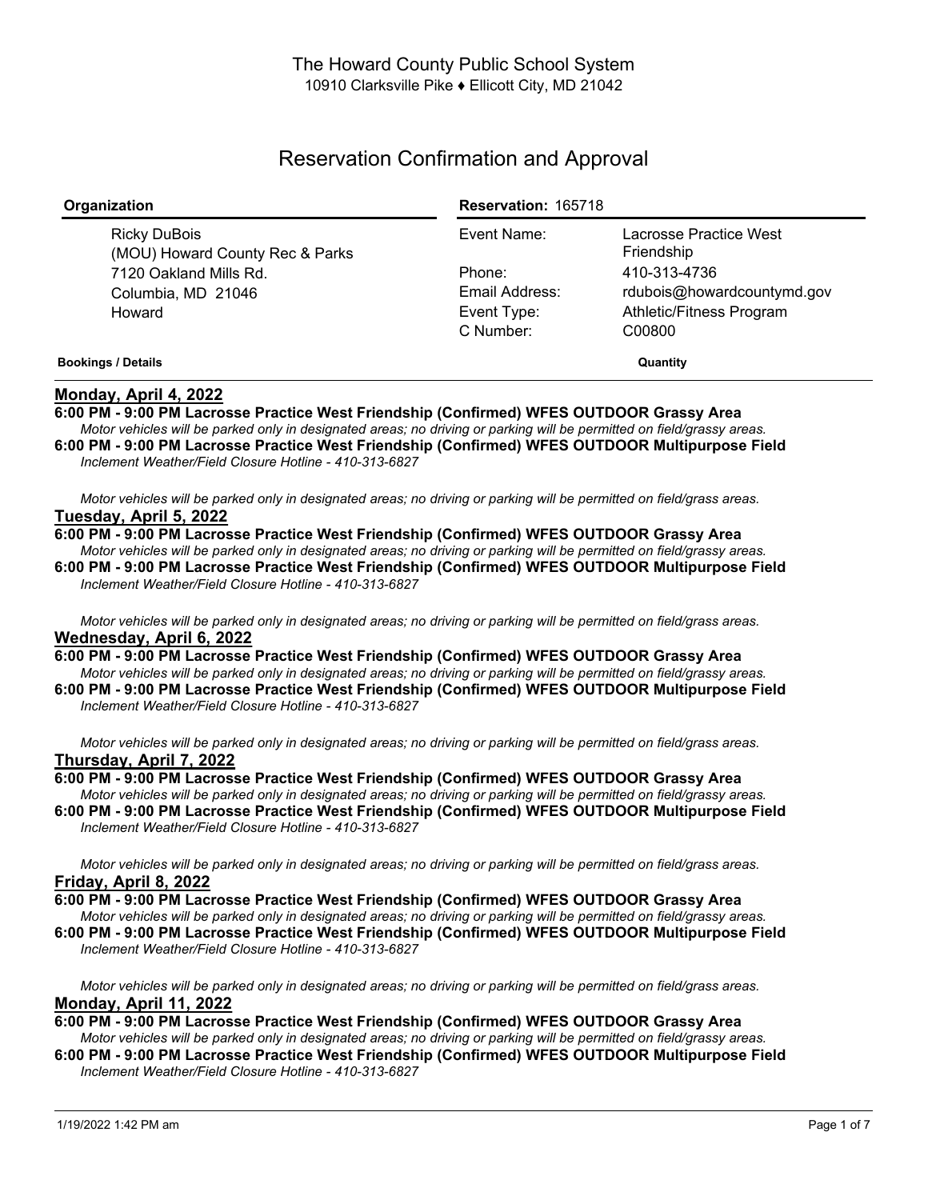The Howard County Public School System
10910 Clarksville Pike ♦ Ellicott City, MD 21042

# Reservation Confirmation and Approval

| **Organization** | **Reservation:** 165718 | |
|---|---|---|
| Ricky DuBois<br>(MOU) Howard County Rec & Parks<br>7120 Oakland Mills Rd.<br>Columbia, MD 21046<br>Howard | Event Name:<br>Phone:<br>Email Address:<br>Event Type:<br>C Number: | Lacrosse Practice West Friendship<br>410-313-4736<br>rdubois@howardcountymd.gov<br>Athletic/Fitness Program<br>C00800 |

**Bookings / Details** **Quantity**

## Monday, April 4, 2022

**6:00 PM - 9:00 PM Lacrosse Practice West Friendship (Confirmed) WFES OUTDOOR Grassy Area**
*Motor vehicles will be parked only in designated areas; no driving or parking will be permitted on field/grassy areas.*

**6:00 PM - 9:00 PM Lacrosse Practice West Friendship (Confirmed) WFES OUTDOOR Multipurpose Field**
*Inclement Weather/Field Closure Hotline - 410-313-6827*

*Motor vehicles will be parked only in designated areas; no driving or parking will be permitted on field/grass areas.*

## Tuesday, April 5, 2022

**6:00 PM - 9:00 PM Lacrosse Practice West Friendship (Confirmed) WFES OUTDOOR Grassy Area**
*Motor vehicles will be parked only in designated areas; no driving or parking will be permitted on field/grassy areas.*

**6:00 PM - 9:00 PM Lacrosse Practice West Friendship (Confirmed) WFES OUTDOOR Multipurpose Field**
*Inclement Weather/Field Closure Hotline - 410-313-6827*

*Motor vehicles will be parked only in designated areas; no driving or parking will be permitted on field/grass areas.*

## Wednesday, April 6, 2022

**6:00 PM - 9:00 PM Lacrosse Practice West Friendship (Confirmed) WFES OUTDOOR Grassy Area**
*Motor vehicles will be parked only in designated areas; no driving or parking will be permitted on field/grassy areas.*

**6:00 PM - 9:00 PM Lacrosse Practice West Friendship (Confirmed) WFES OUTDOOR Multipurpose Field**
*Inclement Weather/Field Closure Hotline - 410-313-6827*

*Motor vehicles will be parked only in designated areas; no driving or parking will be permitted on field/grass areas.*

## Thursday, April 7, 2022

**6:00 PM - 9:00 PM Lacrosse Practice West Friendship (Confirmed) WFES OUTDOOR Grassy Area**
*Motor vehicles will be parked only in designated areas; no driving or parking will be permitted on field/grassy areas.*

**6:00 PM - 9:00 PM Lacrosse Practice West Friendship (Confirmed) WFES OUTDOOR Multipurpose Field**
*Inclement Weather/Field Closure Hotline - 410-313-6827*

*Motor vehicles will be parked only in designated areas; no driving or parking will be permitted on field/grass areas.*

## Friday, April 8, 2022

**6:00 PM - 9:00 PM Lacrosse Practice West Friendship (Confirmed) WFES OUTDOOR Grassy Area**
*Motor vehicles will be parked only in designated areas; no driving or parking will be permitted on field/grassy areas.*

**6:00 PM - 9:00 PM Lacrosse Practice West Friendship (Confirmed) WFES OUTDOOR Multipurpose Field**
*Inclement Weather/Field Closure Hotline - 410-313-6827*

*Motor vehicles will be parked only in designated areas; no driving or parking will be permitted on field/grass areas.*

## Monday, April 11, 2022

**6:00 PM - 9:00 PM Lacrosse Practice West Friendship (Confirmed) WFES OUTDOOR Grassy Area**
*Motor vehicles will be parked only in designated areas; no driving or parking will be permitted on field/grassy areas.*

**6:00 PM - 9:00 PM Lacrosse Practice West Friendship (Confirmed) WFES OUTDOOR Multipurpose Field**
*Inclement Weather/Field Closure Hotline - 410-313-6827*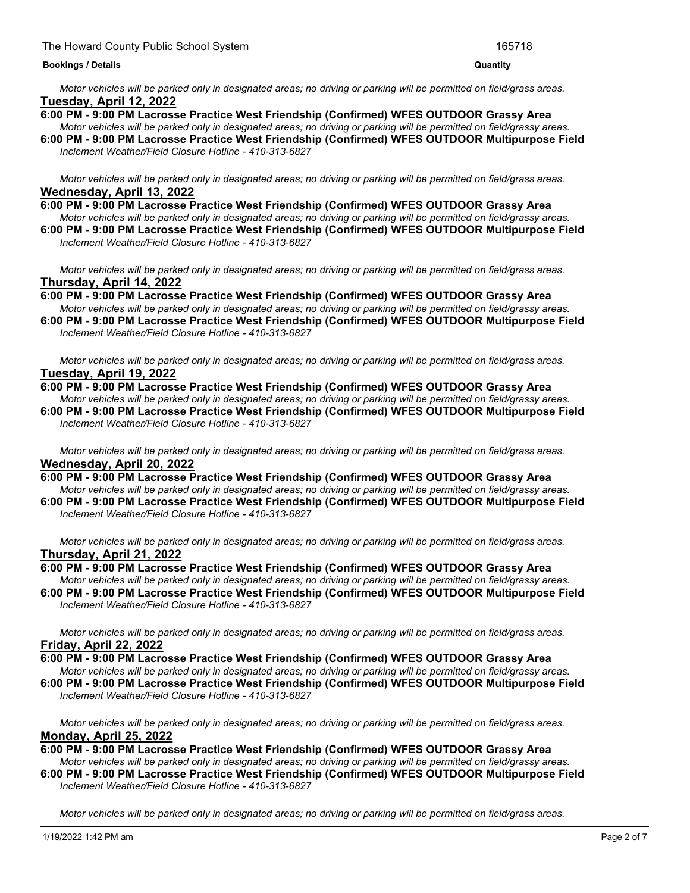*Motor vehicles will be parked only in designated areas; no driving or parking will be permitted on field/grass areas.*

**Tuesday, April 12, 2022**

**6:00 PM - 9:00 PM Lacrosse Practice West Friendship (Confirmed) WFES OUTDOOR Grassy Area**

*Motor vehicles will be parked only in designated areas; no driving or parking will be permitted on field/grassy areas.*

**6:00 PM - 9:00 PM Lacrosse Practice West Friendship (Confirmed) WFES OUTDOOR Multipurpose Field**

*Inclement Weather/Field Closure Hotline - 410-313-6827*

*Motor vehicles will be parked only in designated areas; no driving or parking will be permitted on field/grass areas.*

**Wednesday, April 13, 2022**

**6:00 PM - 9:00 PM Lacrosse Practice West Friendship (Confirmed) WFES OUTDOOR Grassy Area**

*Motor vehicles will be parked only in designated areas; no driving or parking will be permitted on field/grassy areas.*

**6:00 PM - 9:00 PM Lacrosse Practice West Friendship (Confirmed) WFES OUTDOOR Multipurpose Field**

*Inclement Weather/Field Closure Hotline - 410-313-6827*

*Motor vehicles will be parked only in designated areas; no driving or parking will be permitted on field/grass areas.*

**Thursday, April 14, 2022**

**6:00 PM - 9:00 PM Lacrosse Practice West Friendship (Confirmed) WFES OUTDOOR Grassy Area**

*Motor vehicles will be parked only in designated areas; no driving or parking will be permitted on field/grassy areas.*

**6:00 PM - 9:00 PM Lacrosse Practice West Friendship (Confirmed) WFES OUTDOOR Multipurpose Field**

*Inclement Weather/Field Closure Hotline - 410-313-6827*

*Motor vehicles will be parked only in designated areas; no driving or parking will be permitted on field/grass areas.*

**Tuesday, April 19, 2022**

**6:00 PM - 9:00 PM Lacrosse Practice West Friendship (Confirmed) WFES OUTDOOR Grassy Area**

*Motor vehicles will be parked only in designated areas; no driving or parking will be permitted on field/grassy areas.*

**6:00 PM - 9:00 PM Lacrosse Practice West Friendship (Confirmed) WFES OUTDOOR Multipurpose Field**

*Inclement Weather/Field Closure Hotline - 410-313-6827*

*Motor vehicles will be parked only in designated areas; no driving or parking will be permitted on field/grass areas.*

**Wednesday, April 20, 2022**

**6:00 PM - 9:00 PM Lacrosse Practice West Friendship (Confirmed) WFES OUTDOOR Grassy Area**

*Motor vehicles will be parked only in designated areas; no driving or parking will be permitted on field/grassy areas.*

**6:00 PM - 9:00 PM Lacrosse Practice West Friendship (Confirmed) WFES OUTDOOR Multipurpose Field**

*Inclement Weather/Field Closure Hotline - 410-313-6827*

*Motor vehicles will be parked only in designated areas; no driving or parking will be permitted on field/grass areas.*

**Thursday, April 21, 2022**

**6:00 PM - 9:00 PM Lacrosse Practice West Friendship (Confirmed) WFES OUTDOOR Grassy Area**

*Motor vehicles will be parked only in designated areas; no driving or parking will be permitted on field/grassy areas.*

**6:00 PM - 9:00 PM Lacrosse Practice West Friendship (Confirmed) WFES OUTDOOR Multipurpose Field**

*Inclement Weather/Field Closure Hotline - 410-313-6827*

*Motor vehicles will be parked only in designated areas; no driving or parking will be permitted on field/grass areas.*

**Friday, April 22, 2022**

**6:00 PM - 9:00 PM Lacrosse Practice West Friendship (Confirmed) WFES OUTDOOR Grassy Area**

*Motor vehicles will be parked only in designated areas; no driving or parking will be permitted on field/grassy areas.*

**6:00 PM - 9:00 PM Lacrosse Practice West Friendship (Confirmed) WFES OUTDOOR Multipurpose Field**

*Inclement Weather/Field Closure Hotline - 410-313-6827*

*Motor vehicles will be parked only in designated areas; no driving or parking will be permitted on field/grass areas.*

**Monday, April 25, 2022**

**6:00 PM - 9:00 PM Lacrosse Practice West Friendship (Confirmed) WFES OUTDOOR Grassy Area**

*Motor vehicles will be parked only in designated areas; no driving or parking will be permitted on field/grassy areas.*

**6:00 PM - 9:00 PM Lacrosse Practice West Friendship (Confirmed) WFES OUTDOOR Multipurpose Field**

*Inclement Weather/Field Closure Hotline - 410-313-6827*

*Motor vehicles will be parked only in designated areas; no driving or parking will be permitted on field/grass areas.*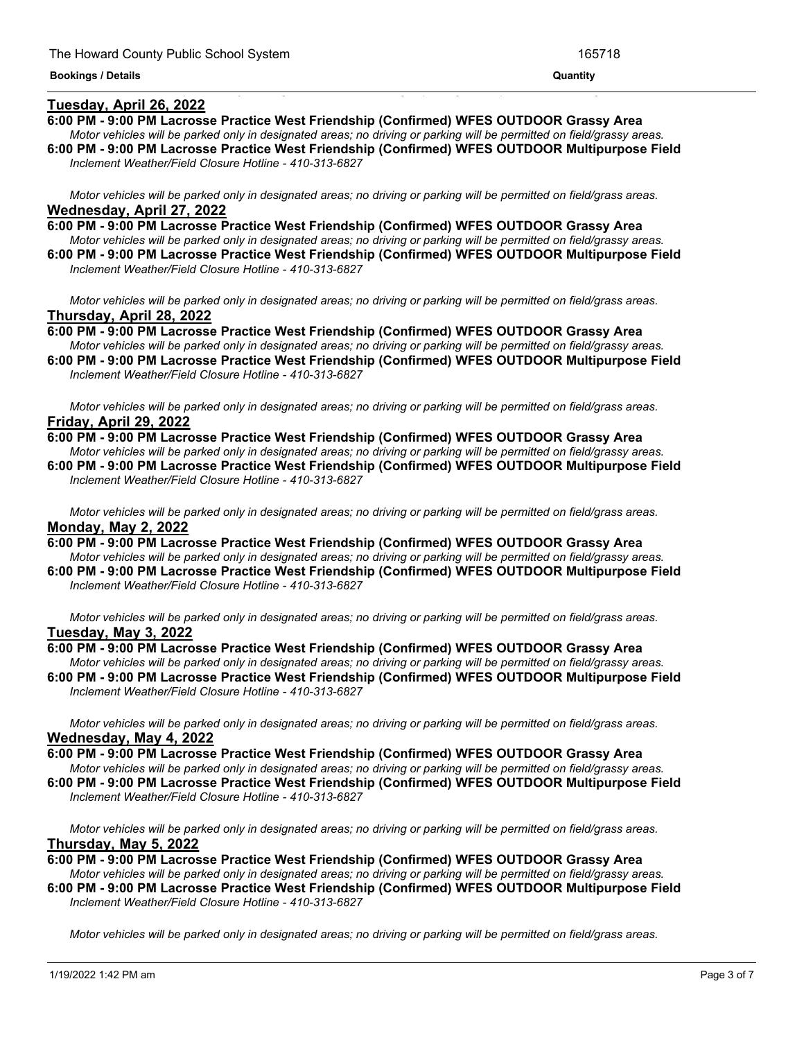**Bookings / Details** | **Quantity**

**Tuesday, April 26, 2022**

**6:00 PM - 9:00 PM Lacrosse Practice West Friendship (Confirmed) WFES OUTDOOR Grassy Area**
*Motor vehicles will be parked only in designated areas; no driving or parking will be permitted on field/grassy areas.*

**6:00 PM - 9:00 PM Lacrosse Practice West Friendship (Confirmed) WFES OUTDOOR Multipurpose Field**
*Inclement Weather/Field Closure Hotline - 410-313-6827*

*Motor vehicles will be parked only in designated areas; no driving or parking will be permitted on field/grass areas.*

**Wednesday, April 27, 2022**

**6:00 PM - 9:00 PM Lacrosse Practice West Friendship (Confirmed) WFES OUTDOOR Grassy Area**
*Motor vehicles will be parked only in designated areas; no driving or parking will be permitted on field/grassy areas.*

**6:00 PM - 9:00 PM Lacrosse Practice West Friendship (Confirmed) WFES OUTDOOR Multipurpose Field**
*Inclement Weather/Field Closure Hotline - 410-313-6827*

*Motor vehicles will be parked only in designated areas; no driving or parking will be permitted on field/grass areas.*

**Thursday, April 28, 2022**

**6:00 PM - 9:00 PM Lacrosse Practice West Friendship (Confirmed) WFES OUTDOOR Grassy Area**
*Motor vehicles will be parked only in designated areas; no driving or parking will be permitted on field/grassy areas.*

**6:00 PM - 9:00 PM Lacrosse Practice West Friendship (Confirmed) WFES OUTDOOR Multipurpose Field**
*Inclement Weather/Field Closure Hotline - 410-313-6827*

*Motor vehicles will be parked only in designated areas; no driving or parking will be permitted on field/grass areas.*

**Friday, April 29, 2022**

**6:00 PM - 9:00 PM Lacrosse Practice West Friendship (Confirmed) WFES OUTDOOR Grassy Area**
*Motor vehicles will be parked only in designated areas; no driving or parking will be permitted on field/grassy areas.*

**6:00 PM - 9:00 PM Lacrosse Practice West Friendship (Confirmed) WFES OUTDOOR Multipurpose Field**
*Inclement Weather/Field Closure Hotline - 410-313-6827*

*Motor vehicles will be parked only in designated areas; no driving or parking will be permitted on field/grass areas.*

**Monday, May 2, 2022**

**6:00 PM - 9:00 PM Lacrosse Practice West Friendship (Confirmed) WFES OUTDOOR Grassy Area**
*Motor vehicles will be parked only in designated areas; no driving or parking will be permitted on field/grassy areas.*

**6:00 PM - 9:00 PM Lacrosse Practice West Friendship (Confirmed) WFES OUTDOOR Multipurpose Field**
*Inclement Weather/Field Closure Hotline - 410-313-6827*

*Motor vehicles will be parked only in designated areas; no driving or parking will be permitted on field/grass areas.*

**Tuesday, May 3, 2022**

**6:00 PM - 9:00 PM Lacrosse Practice West Friendship (Confirmed) WFES OUTDOOR Grassy Area**
*Motor vehicles will be parked only in designated areas; no driving or parking will be permitted on field/grassy areas.*

**6:00 PM - 9:00 PM Lacrosse Practice West Friendship (Confirmed) WFES OUTDOOR Multipurpose Field**
*Inclement Weather/Field Closure Hotline - 410-313-6827*

*Motor vehicles will be parked only in designated areas; no driving or parking will be permitted on field/grass areas.*

**Wednesday, May 4, 2022**

**6:00 PM - 9:00 PM Lacrosse Practice West Friendship (Confirmed) WFES OUTDOOR Grassy Area**
*Motor vehicles will be parked only in designated areas; no driving or parking will be permitted on field/grassy areas.*

**6:00 PM - 9:00 PM Lacrosse Practice West Friendship (Confirmed) WFES OUTDOOR Multipurpose Field**
*Inclement Weather/Field Closure Hotline - 410-313-6827*

*Motor vehicles will be parked only in designated areas; no driving or parking will be permitted on field/grass areas.*

**Thursday, May 5, 2022**

**6:00 PM - 9:00 PM Lacrosse Practice West Friendship (Confirmed) WFES OUTDOOR Grassy Area**
*Motor vehicles will be parked only in designated areas; no driving or parking will be permitted on field/grassy areas.*

**6:00 PM - 9:00 PM Lacrosse Practice West Friendship (Confirmed) WFES OUTDOOR Multipurpose Field**
*Inclement Weather/Field Closure Hotline - 410-313-6827*

*Motor vehicles will be parked only in designated areas; no driving or parking will be permitted on field/grass areas.*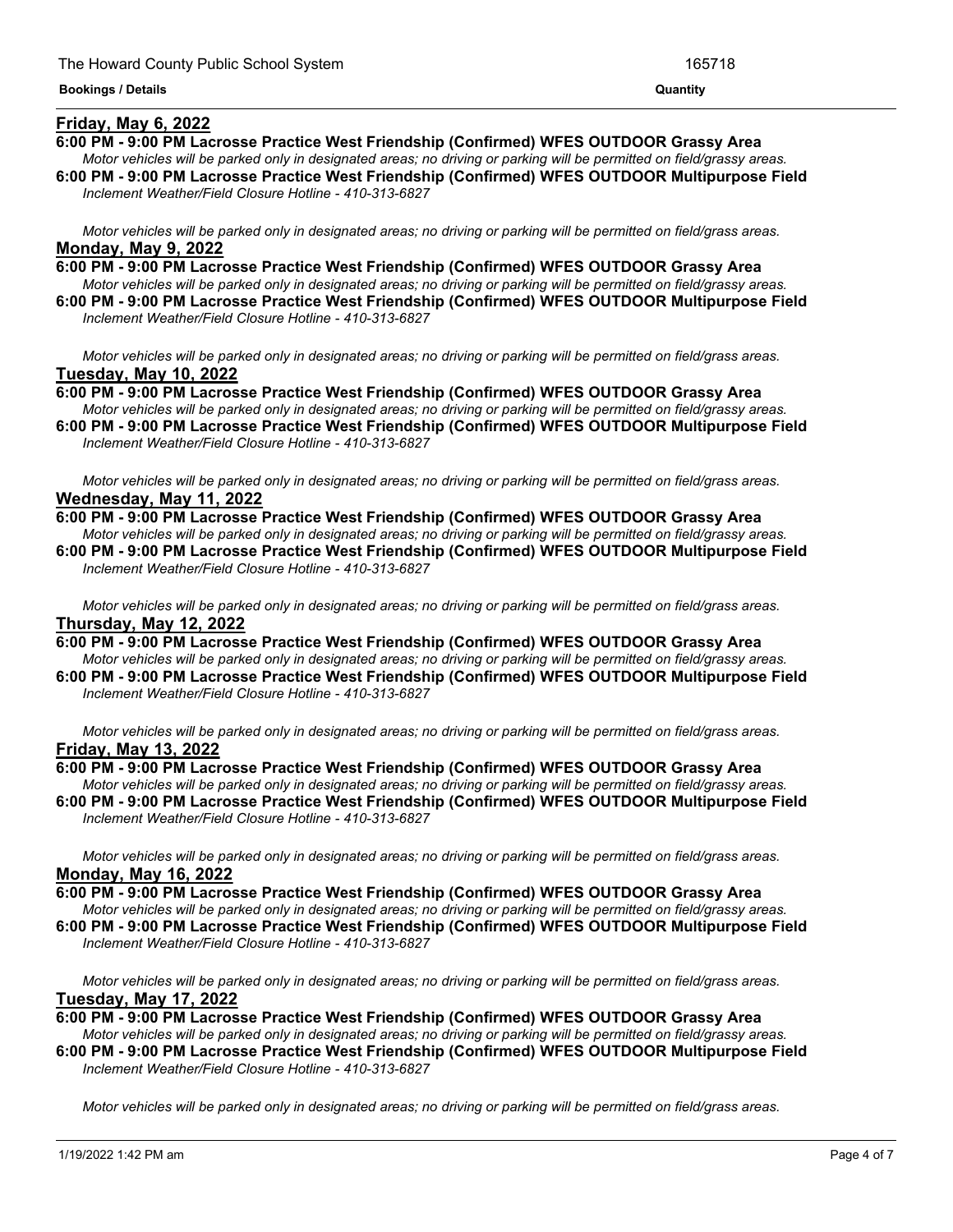**Friday, May 6, 2022**

**6:00 PM - 9:00 PM Lacrosse Practice West Friendship (Confirmed) WFES OUTDOOR Grassy Area**

*Motor vehicles will be parked only in designated areas; no driving or parking will be permitted on field/grassy areas.*

**6:00 PM - 9:00 PM Lacrosse Practice West Friendship (Confirmed) WFES OUTDOOR Multipurpose Field**

*Inclement Weather/Field Closure Hotline - 410-313-6827*

*Motor vehicles will be parked only in designated areas; no driving or parking will be permitted on field/grass areas.*

**Monday, May 9, 2022**

**6:00 PM - 9:00 PM Lacrosse Practice West Friendship (Confirmed) WFES OUTDOOR Grassy Area**

*Motor vehicles will be parked only in designated areas; no driving or parking will be permitted on field/grassy areas.*

**6:00 PM - 9:00 PM Lacrosse Practice West Friendship (Confirmed) WFES OUTDOOR Multipurpose Field**

*Inclement Weather/Field Closure Hotline - 410-313-6827*

*Motor vehicles will be parked only in designated areas; no driving or parking will be permitted on field/grass areas.*

**Tuesday, May 10, 2022**

**6:00 PM - 9:00 PM Lacrosse Practice West Friendship (Confirmed) WFES OUTDOOR Grassy Area**

*Motor vehicles will be parked only in designated areas; no driving or parking will be permitted on field/grassy areas.*

**6:00 PM - 9:00 PM Lacrosse Practice West Friendship (Confirmed) WFES OUTDOOR Multipurpose Field**

*Inclement Weather/Field Closure Hotline - 410-313-6827*

*Motor vehicles will be parked only in designated areas; no driving or parking will be permitted on field/grass areas.*

**Wednesday, May 11, 2022**

**6:00 PM - 9:00 PM Lacrosse Practice West Friendship (Confirmed) WFES OUTDOOR Grassy Area**

*Motor vehicles will be parked only in designated areas; no driving or parking will be permitted on field/grassy areas.*

**6:00 PM - 9:00 PM Lacrosse Practice West Friendship (Confirmed) WFES OUTDOOR Multipurpose Field**

*Inclement Weather/Field Closure Hotline - 410-313-6827*

*Motor vehicles will be parked only in designated areas; no driving or parking will be permitted on field/grass areas.*

**Thursday, May 12, 2022**

**6:00 PM - 9:00 PM Lacrosse Practice West Friendship (Confirmed) WFES OUTDOOR Grassy Area**

*Motor vehicles will be parked only in designated areas; no driving or parking will be permitted on field/grassy areas.*

**6:00 PM - 9:00 PM Lacrosse Practice West Friendship (Confirmed) WFES OUTDOOR Multipurpose Field**

*Inclement Weather/Field Closure Hotline - 410-313-6827*

*Motor vehicles will be parked only in designated areas; no driving or parking will be permitted on field/grass areas.*

**Friday, May 13, 2022**

**6:00 PM - 9:00 PM Lacrosse Practice West Friendship (Confirmed) WFES OUTDOOR Grassy Area**

*Motor vehicles will be parked only in designated areas; no driving or parking will be permitted on field/grassy areas.*

**6:00 PM - 9:00 PM Lacrosse Practice West Friendship (Confirmed) WFES OUTDOOR Multipurpose Field**

*Inclement Weather/Field Closure Hotline - 410-313-6827*

*Motor vehicles will be parked only in designated areas; no driving or parking will be permitted on field/grass areas.*

**Monday, May 16, 2022**

**6:00 PM - 9:00 PM Lacrosse Practice West Friendship (Confirmed) WFES OUTDOOR Grassy Area**

*Motor vehicles will be parked only in designated areas; no driving or parking will be permitted on field/grassy areas.*

**6:00 PM - 9:00 PM Lacrosse Practice West Friendship (Confirmed) WFES OUTDOOR Multipurpose Field**

*Inclement Weather/Field Closure Hotline - 410-313-6827*

*Motor vehicles will be parked only in designated areas; no driving or parking will be permitted on field/grass areas.*

**Tuesday, May 17, 2022**

**6:00 PM - 9:00 PM Lacrosse Practice West Friendship (Confirmed) WFES OUTDOOR Grassy Area**

*Motor vehicles will be parked only in designated areas; no driving or parking will be permitted on field/grassy areas.*

**6:00 PM - 9:00 PM Lacrosse Practice West Friendship (Confirmed) WFES OUTDOOR Multipurpose Field**

*Inclement Weather/Field Closure Hotline - 410-313-6827*

*Motor vehicles will be parked only in designated areas; no driving or parking will be permitted on field/grass areas.*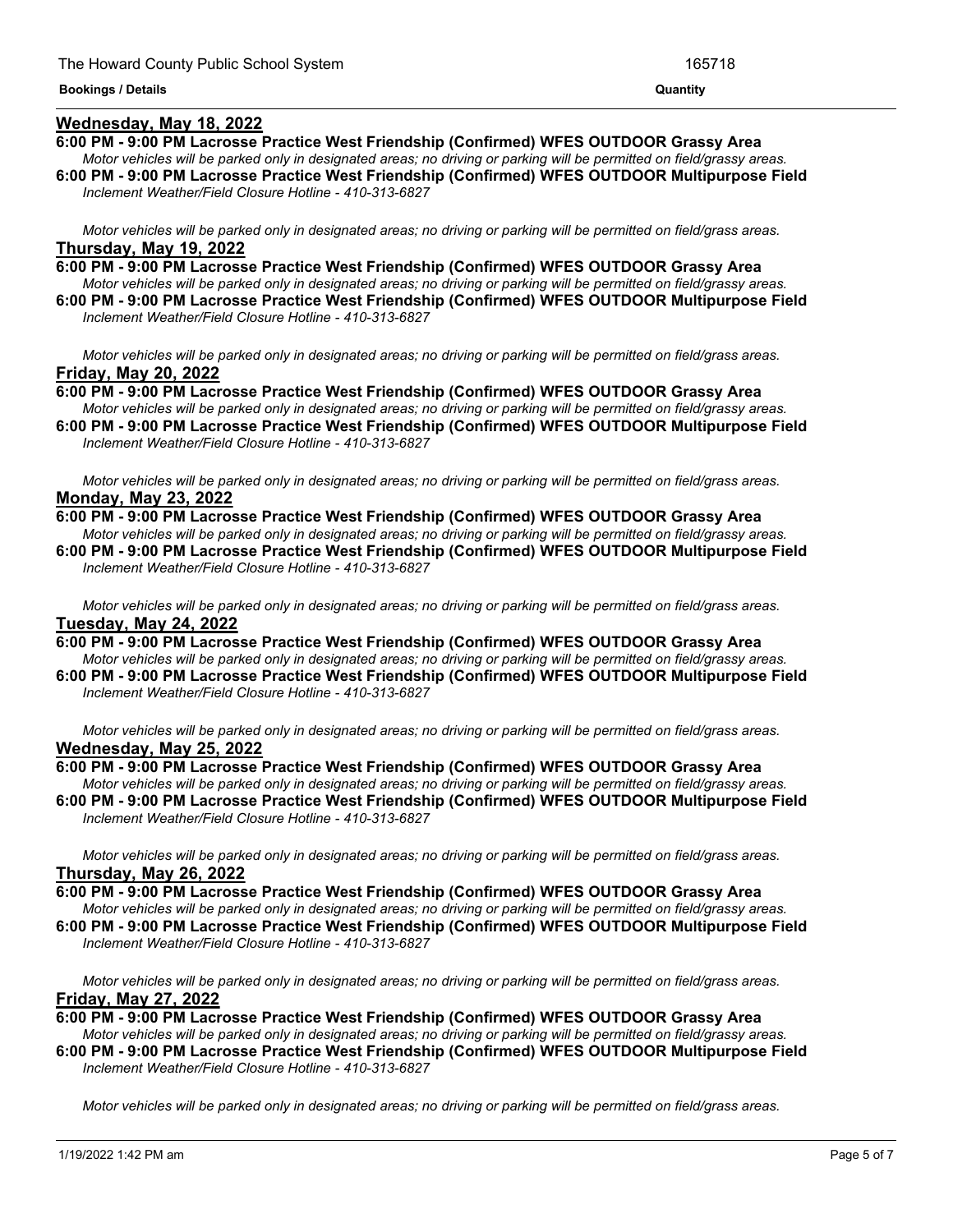**Bookings / Details** | **Quantity**

## Wednesday, May 18, 2022

**6:00 PM - 9:00 PM Lacrosse Practice West Friendship (Confirmed) WFES OUTDOOR Grassy Area**
*Motor vehicles will be parked only in designated areas; no driving or parking will be permitted on field/grassy areas.*

**6:00 PM - 9:00 PM Lacrosse Practice West Friendship (Confirmed) WFES OUTDOOR Multipurpose Field**
*Inclement Weather/Field Closure Hotline - 410-313-6827*

*Motor vehicles will be parked only in designated areas; no driving or parking will be permitted on field/grass areas.*

## Thursday, May 19, 2022

**6:00 PM - 9:00 PM Lacrosse Practice West Friendship (Confirmed) WFES OUTDOOR Grassy Area**
*Motor vehicles will be parked only in designated areas; no driving or parking will be permitted on field/grassy areas.*

**6:00 PM - 9:00 PM Lacrosse Practice West Friendship (Confirmed) WFES OUTDOOR Multipurpose Field**
*Inclement Weather/Field Closure Hotline - 410-313-6827*

*Motor vehicles will be parked only in designated areas; no driving or parking will be permitted on field/grass areas.*

## Friday, May 20, 2022

**6:00 PM - 9:00 PM Lacrosse Practice West Friendship (Confirmed) WFES OUTDOOR Grassy Area**
*Motor vehicles will be parked only in designated areas; no driving or parking will be permitted on field/grassy areas.*

**6:00 PM - 9:00 PM Lacrosse Practice West Friendship (Confirmed) WFES OUTDOOR Multipurpose Field**
*Inclement Weather/Field Closure Hotline - 410-313-6827*

*Motor vehicles will be parked only in designated areas; no driving or parking will be permitted on field/grass areas.*

## Monday, May 23, 2022

**6:00 PM - 9:00 PM Lacrosse Practice West Friendship (Confirmed) WFES OUTDOOR Grassy Area**
*Motor vehicles will be parked only in designated areas; no driving or parking will be permitted on field/grassy areas.*

**6:00 PM - 9:00 PM Lacrosse Practice West Friendship (Confirmed) WFES OUTDOOR Multipurpose Field**
*Inclement Weather/Field Closure Hotline - 410-313-6827*

*Motor vehicles will be parked only in designated areas; no driving or parking will be permitted on field/grass areas.*

## Tuesday, May 24, 2022

**6:00 PM - 9:00 PM Lacrosse Practice West Friendship (Confirmed) WFES OUTDOOR Grassy Area**
*Motor vehicles will be parked only in designated areas; no driving or parking will be permitted on field/grassy areas.*

**6:00 PM - 9:00 PM Lacrosse Practice West Friendship (Confirmed) WFES OUTDOOR Multipurpose Field**
*Inclement Weather/Field Closure Hotline - 410-313-6827*

*Motor vehicles will be parked only in designated areas; no driving or parking will be permitted on field/grass areas.*

## Wednesday, May 25, 2022

**6:00 PM - 9:00 PM Lacrosse Practice West Friendship (Confirmed) WFES OUTDOOR Grassy Area**
*Motor vehicles will be parked only in designated areas; no driving or parking will be permitted on field/grassy areas.*

**6:00 PM - 9:00 PM Lacrosse Practice West Friendship (Confirmed) WFES OUTDOOR Multipurpose Field**
*Inclement Weather/Field Closure Hotline - 410-313-6827*

*Motor vehicles will be parked only in designated areas; no driving or parking will be permitted on field/grass areas.*

## Thursday, May 26, 2022

**6:00 PM - 9:00 PM Lacrosse Practice West Friendship (Confirmed) WFES OUTDOOR Grassy Area**
*Motor vehicles will be parked only in designated areas; no driving or parking will be permitted on field/grassy areas.*

**6:00 PM - 9:00 PM Lacrosse Practice West Friendship (Confirmed) WFES OUTDOOR Multipurpose Field**
*Inclement Weather/Field Closure Hotline - 410-313-6827*

*Motor vehicles will be parked only in designated areas; no driving or parking will be permitted on field/grass areas.*

## Friday, May 27, 2022

**6:00 PM - 9:00 PM Lacrosse Practice West Friendship (Confirmed) WFES OUTDOOR Grassy Area**
*Motor vehicles will be parked only in designated areas; no driving or parking will be permitted on field/grassy areas.*

**6:00 PM - 9:00 PM Lacrosse Practice West Friendship (Confirmed) WFES OUTDOOR Multipurpose Field**
*Inclement Weather/Field Closure Hotline - 410-313-6827*

*Motor vehicles will be parked only in designated areas; no driving or parking will be permitted on field/grass areas.*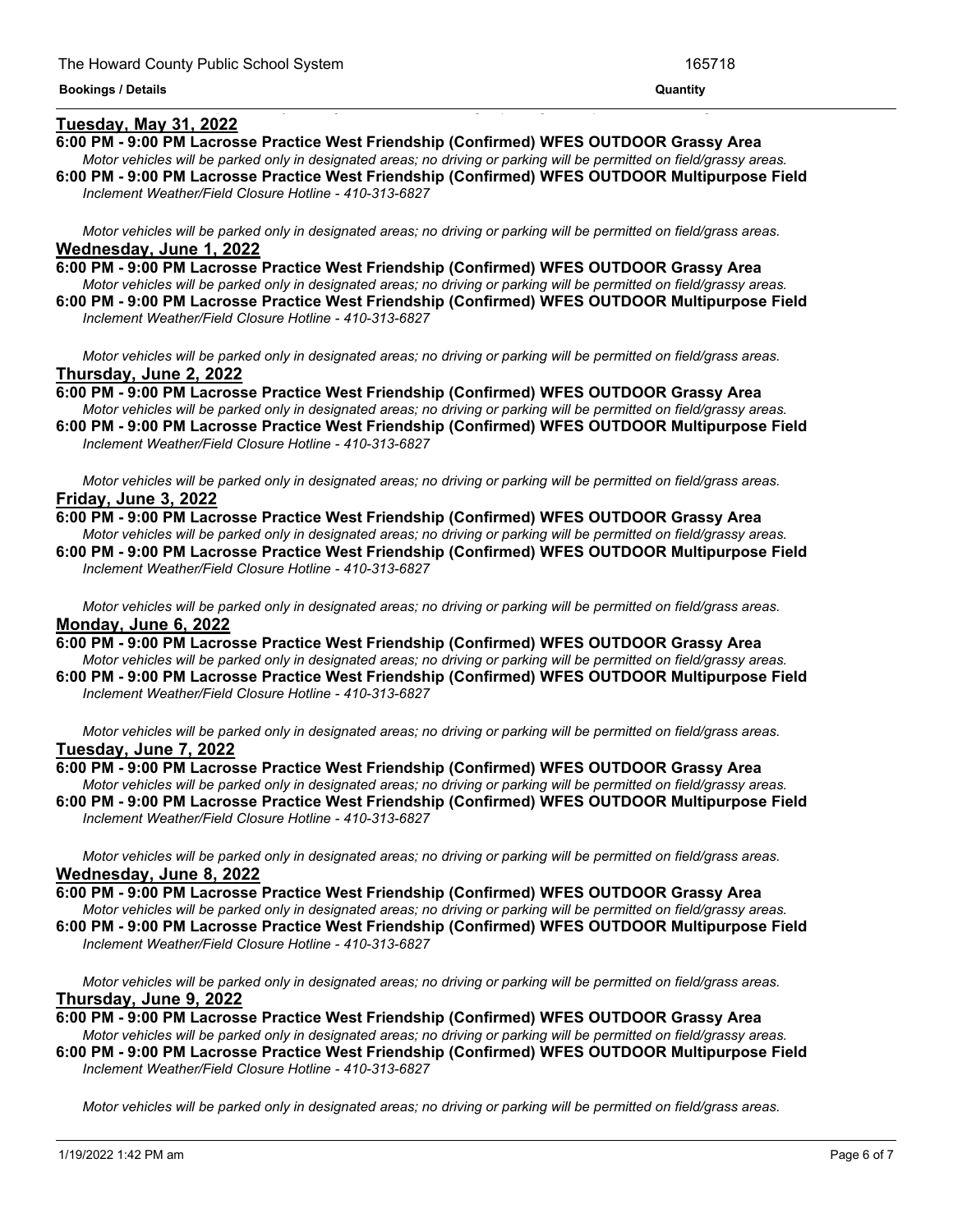**Tuesday, May 31, 2022**

**6:00 PM - 9:00 PM Lacrosse Practice West Friendship (Confirmed) WFES OUTDOOR Grassy Area**
*Motor vehicles will be parked only in designated areas; no driving or parking will be permitted on field/grassy areas.*

**6:00 PM - 9:00 PM Lacrosse Practice West Friendship (Confirmed) WFES OUTDOOR Multipurpose Field**
*Inclement Weather/Field Closure Hotline - 410-313-6827*

*Motor vehicles will be parked only in designated areas; no driving or parking will be permitted on field/grass areas.*

**Wednesday, June 1, 2022**

**6:00 PM - 9:00 PM Lacrosse Practice West Friendship (Confirmed) WFES OUTDOOR Grassy Area**
*Motor vehicles will be parked only in designated areas; no driving or parking will be permitted on field/grassy areas.*

**6:00 PM - 9:00 PM Lacrosse Practice West Friendship (Confirmed) WFES OUTDOOR Multipurpose Field**
*Inclement Weather/Field Closure Hotline - 410-313-6827*

*Motor vehicles will be parked only in designated areas; no driving or parking will be permitted on field/grass areas.*

**Thursday, June 2, 2022**

**6:00 PM - 9:00 PM Lacrosse Practice West Friendship (Confirmed) WFES OUTDOOR Grassy Area**
*Motor vehicles will be parked only in designated areas; no driving or parking will be permitted on field/grassy areas.*

**6:00 PM - 9:00 PM Lacrosse Practice West Friendship (Confirmed) WFES OUTDOOR Multipurpose Field**
*Inclement Weather/Field Closure Hotline - 410-313-6827*

*Motor vehicles will be parked only in designated areas; no driving or parking will be permitted on field/grass areas.*

**Friday, June 3, 2022**

**6:00 PM - 9:00 PM Lacrosse Practice West Friendship (Confirmed) WFES OUTDOOR Grassy Area**
*Motor vehicles will be parked only in designated areas; no driving or parking will be permitted on field/grassy areas.*

**6:00 PM - 9:00 PM Lacrosse Practice West Friendship (Confirmed) WFES OUTDOOR Multipurpose Field**
*Inclement Weather/Field Closure Hotline - 410-313-6827*

*Motor vehicles will be parked only in designated areas; no driving or parking will be permitted on field/grass areas.*

**Monday, June 6, 2022**

**6:00 PM - 9:00 PM Lacrosse Practice West Friendship (Confirmed) WFES OUTDOOR Grassy Area**
*Motor vehicles will be parked only in designated areas; no driving or parking will be permitted on field/grassy areas.*

**6:00 PM - 9:00 PM Lacrosse Practice West Friendship (Confirmed) WFES OUTDOOR Multipurpose Field**
*Inclement Weather/Field Closure Hotline - 410-313-6827*

*Motor vehicles will be parked only in designated areas; no driving or parking will be permitted on field/grass areas.*

**Tuesday, June 7, 2022**

**6:00 PM - 9:00 PM Lacrosse Practice West Friendship (Confirmed) WFES OUTDOOR Grassy Area**
*Motor vehicles will be parked only in designated areas; no driving or parking will be permitted on field/grassy areas.*

**6:00 PM - 9:00 PM Lacrosse Practice West Friendship (Confirmed) WFES OUTDOOR Multipurpose Field**
*Inclement Weather/Field Closure Hotline - 410-313-6827*

*Motor vehicles will be parked only in designated areas; no driving or parking will be permitted on field/grass areas.*

**Wednesday, June 8, 2022**

**6:00 PM - 9:00 PM Lacrosse Practice West Friendship (Confirmed) WFES OUTDOOR Grassy Area**
*Motor vehicles will be parked only in designated areas; no driving or parking will be permitted on field/grassy areas.*

**6:00 PM - 9:00 PM Lacrosse Practice West Friendship (Confirmed) WFES OUTDOOR Multipurpose Field**
*Inclement Weather/Field Closure Hotline - 410-313-6827*

*Motor vehicles will be parked only in designated areas; no driving or parking will be permitted on field/grass areas.*

**Thursday, June 9, 2022**

**6:00 PM - 9:00 PM Lacrosse Practice West Friendship (Confirmed) WFES OUTDOOR Grassy Area**
*Motor vehicles will be parked only in designated areas; no driving or parking will be permitted on field/grassy areas.*

**6:00 PM - 9:00 PM Lacrosse Practice West Friendship (Confirmed) WFES OUTDOOR Multipurpose Field**
*Inclement Weather/Field Closure Hotline - 410-313-6827*

*Motor vehicles will be parked only in designated areas; no driving or parking will be permitted on field/grass areas.*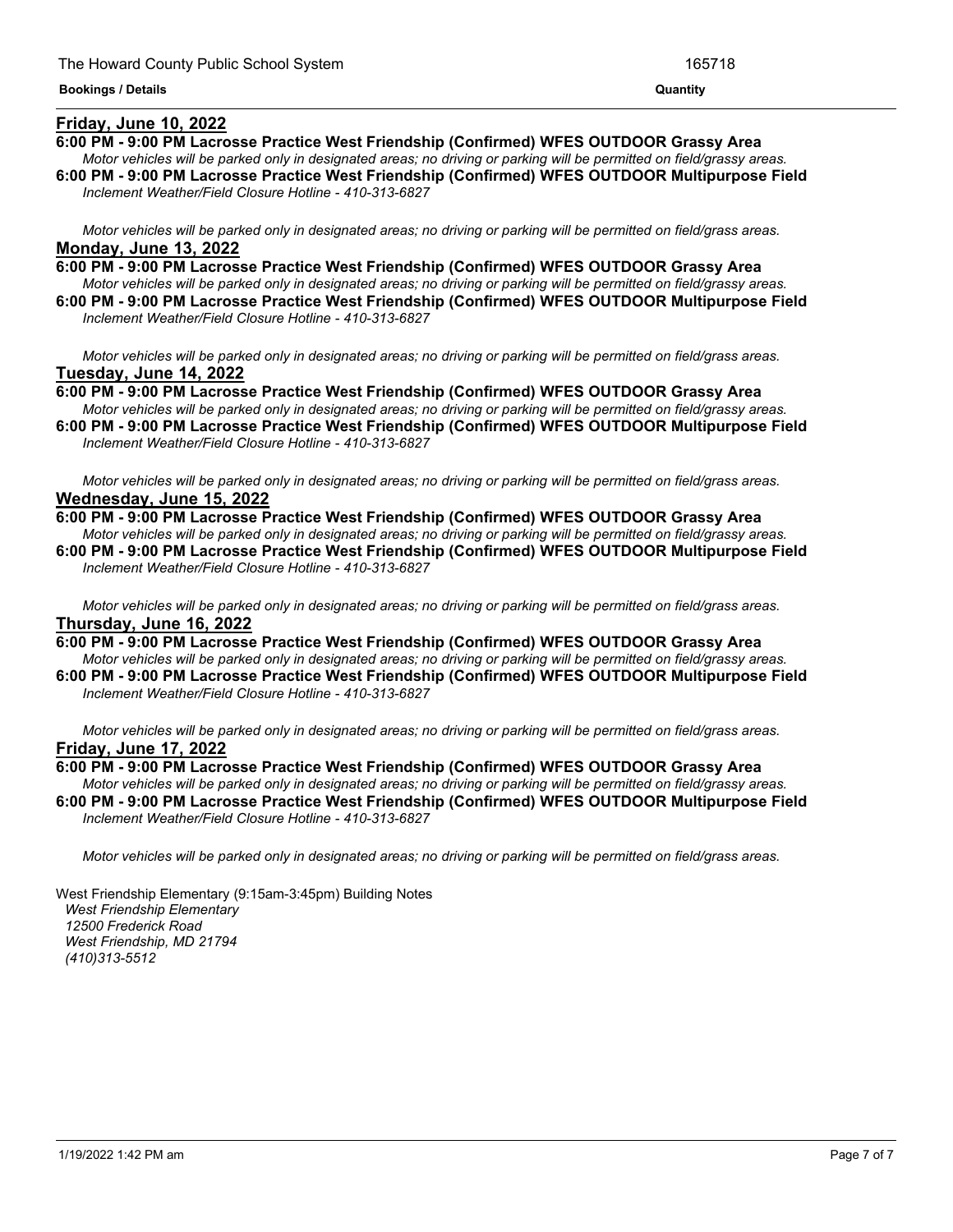**Bookings / Details** **Quantity**

**Friday, June 10, 2022**

**6:00 PM - 9:00 PM Lacrosse Practice West Friendship (Confirmed) WFES OUTDOOR Grassy Area**

*Motor vehicles will be parked only in designated areas; no driving or parking will be permitted on field/grassy areas.*

**6:00 PM - 9:00 PM Lacrosse Practice West Friendship (Confirmed) WFES OUTDOOR Multipurpose Field**

*Inclement Weather/Field Closure Hotline - 410-313-6827*

*Motor vehicles will be parked only in designated areas; no driving or parking will be permitted on field/grass areas.*

**Monday, June 13, 2022**

**6:00 PM - 9:00 PM Lacrosse Practice West Friendship (Confirmed) WFES OUTDOOR Grassy Area**

*Motor vehicles will be parked only in designated areas; no driving or parking will be permitted on field/grassy areas.*

**6:00 PM - 9:00 PM Lacrosse Practice West Friendship (Confirmed) WFES OUTDOOR Multipurpose Field**

*Inclement Weather/Field Closure Hotline - 410-313-6827*

*Motor vehicles will be parked only in designated areas; no driving or parking will be permitted on field/grass areas.*

**Tuesday, June 14, 2022**

**6:00 PM - 9:00 PM Lacrosse Practice West Friendship (Confirmed) WFES OUTDOOR Grassy Area**

*Motor vehicles will be parked only in designated areas; no driving or parking will be permitted on field/grassy areas.*

**6:00 PM - 9:00 PM Lacrosse Practice West Friendship (Confirmed) WFES OUTDOOR Multipurpose Field**

*Inclement Weather/Field Closure Hotline - 410-313-6827*

*Motor vehicles will be parked only in designated areas; no driving or parking will be permitted on field/grass areas.*

**Wednesday, June 15, 2022**

**6:00 PM - 9:00 PM Lacrosse Practice West Friendship (Confirmed) WFES OUTDOOR Grassy Area**

*Motor vehicles will be parked only in designated areas; no driving or parking will be permitted on field/grassy areas.*

**6:00 PM - 9:00 PM Lacrosse Practice West Friendship (Confirmed) WFES OUTDOOR Multipurpose Field**

*Inclement Weather/Field Closure Hotline - 410-313-6827*

*Motor vehicles will be parked only in designated areas; no driving or parking will be permitted on field/grass areas.*

**Thursday, June 16, 2022**

**6:00 PM - 9:00 PM Lacrosse Practice West Friendship (Confirmed) WFES OUTDOOR Grassy Area**

*Motor vehicles will be parked only in designated areas; no driving or parking will be permitted on field/grassy areas.*

**6:00 PM - 9:00 PM Lacrosse Practice West Friendship (Confirmed) WFES OUTDOOR Multipurpose Field**

*Inclement Weather/Field Closure Hotline - 410-313-6827*

*Motor vehicles will be parked only in designated areas; no driving or parking will be permitted on field/grass areas.*

**Friday, June 17, 2022**

**6:00 PM - 9:00 PM Lacrosse Practice West Friendship (Confirmed) WFES OUTDOOR Grassy Area**

*Motor vehicles will be parked only in designated areas; no driving or parking will be permitted on field/grassy areas.*

**6:00 PM - 9:00 PM Lacrosse Practice West Friendship (Confirmed) WFES OUTDOOR Multipurpose Field**

*Inclement Weather/Field Closure Hotline - 410-313-6827*

*Motor vehicles will be parked only in designated areas; no driving or parking will be permitted on field/grass areas.*

West Friendship Elementary (9:15am-3:45pm) Building Notes

*West Friendship Elementary*
*12500 Frederick Road*
*West Friendship, MD 21794*
*(410)313-5512*